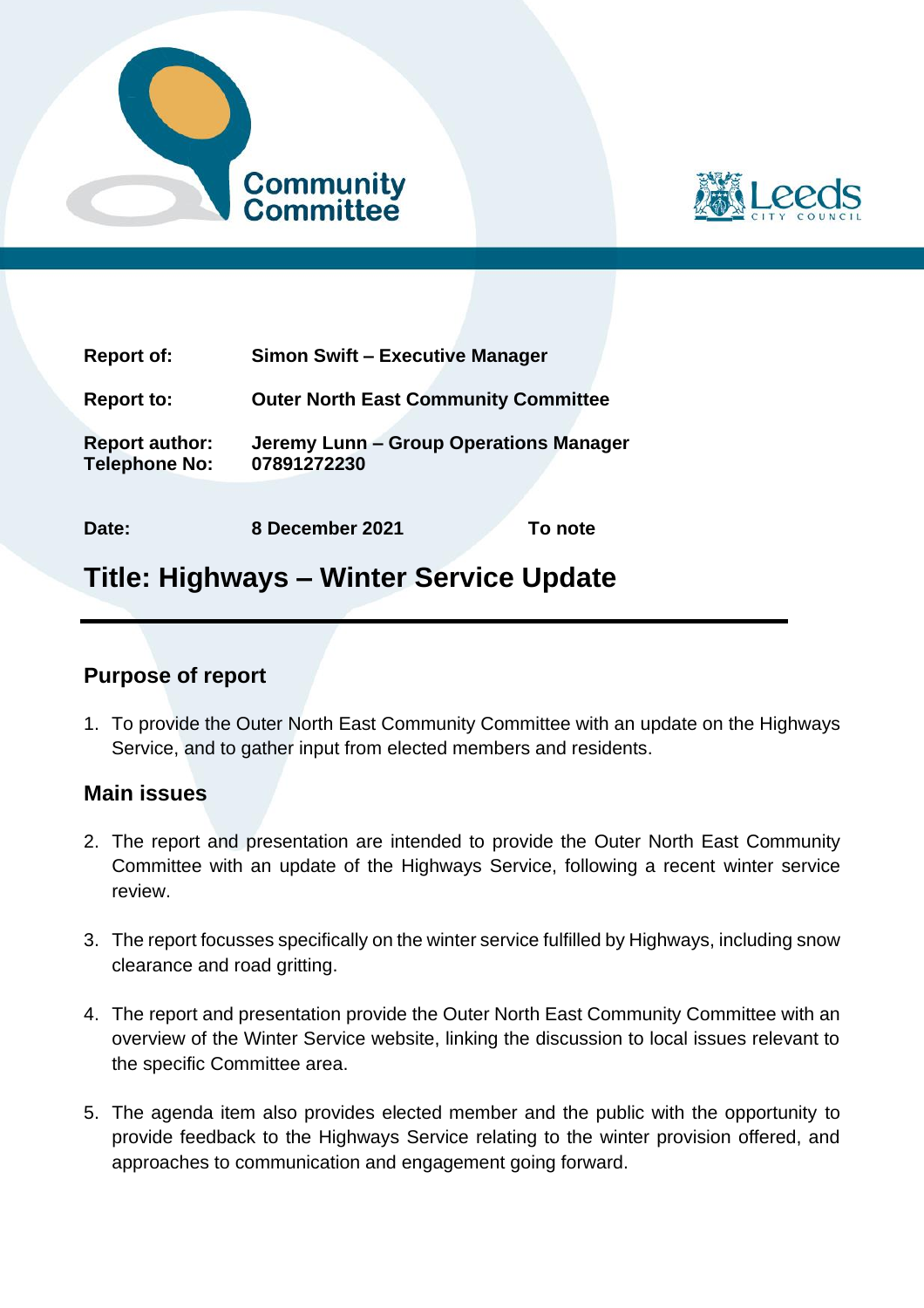| | | |
|---|---|---|
| **Report of:** | **Simon Swift – Executive Manager** | |
| **Report to:** | **Outer North East Community Committee** | |
| **Report author:**<br>**Telephone No:** | **Jeremy Lunn – Group Operations Manager**<br>**07891272230** | |
| **Date:** | **8 December 2021** | **To note** |

# Title: Highways – Winter Service Update

## Purpose of report

1. To provide the Outer North East Community Committee with an update on the Highways Service, and to gather input from elected members and residents.

## Main issues

2. The report and presentation are intended to provide the Outer North East Community Committee with an update of the Highways Service, following a recent winter service review.

3. The report focusses specifically on the winter service fulfilled by Highways, including snow clearance and road gritting.

4. The report and presentation provide the Outer North East Community Committee with an overview of the Winter Service website, linking the discussion to local issues relevant to the specific Committee area.

5. The agenda item also provides elected member and the public with the opportunity to provide feedback to the Highways Service relating to the winter provision offered, and approaches to communication and engagement going forward.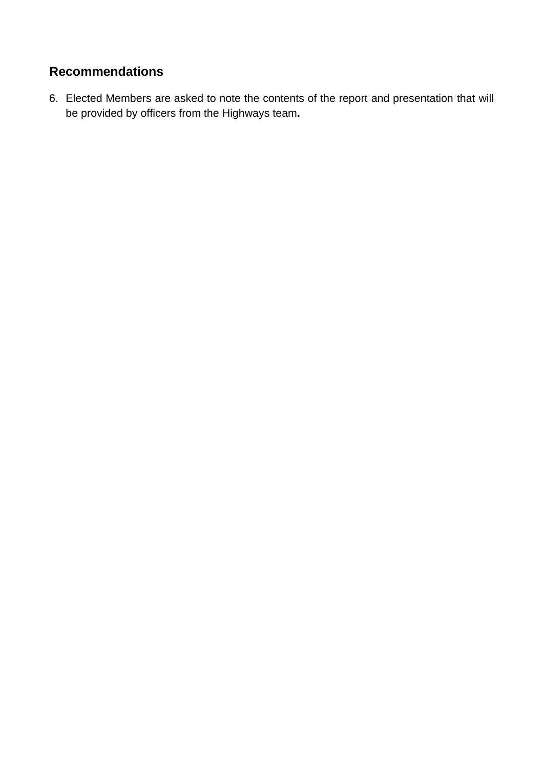## Recommendations

6. Elected Members are asked to note the contents of the report and presentation that will be provided by officers from the Highways team**.**